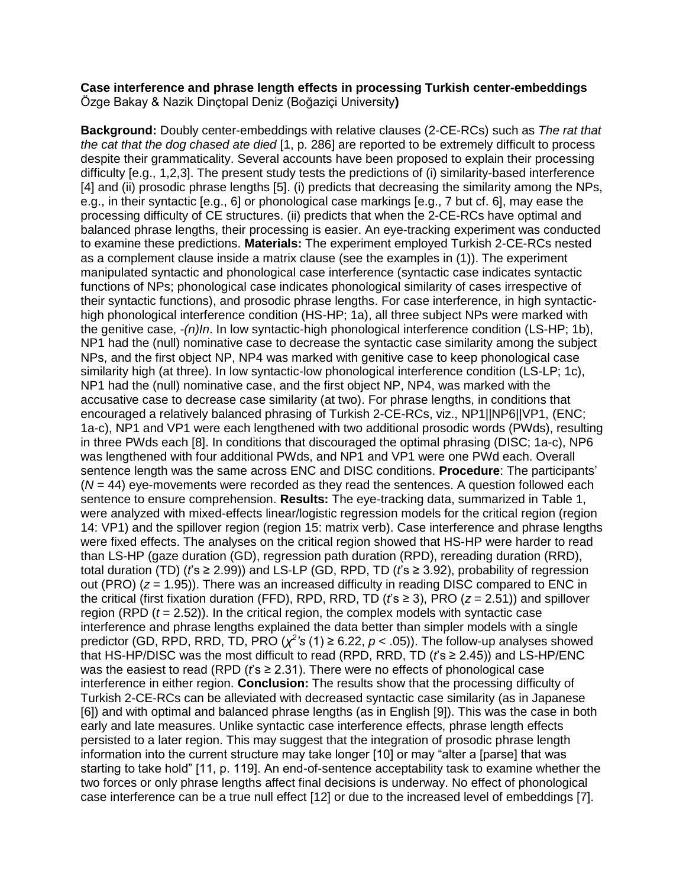**Case interference and phrase length effects in processing Turkish center-embeddings**
Özge Bakay & Nazik Dinçtopal Deniz (Boğaziçi University**)**

**Background:** Doubly center-embeddings with relative clauses (2-CE-RCs) such as *The rat that the cat that the dog chased ate died* [1, p. 286] are reported to be extremely difficult to process despite their grammaticality. Several accounts have been proposed to explain their processing difficulty [e.g., 1,2,3]. The present study tests the predictions of (i) similarity-based interference [4] and (ii) prosodic phrase lengths [5]. (i) predicts that decreasing the similarity among the NPs, e.g., in their syntactic [e.g., 6] or phonological case markings [e.g., 7 but cf. 6], may ease the processing difficulty of CE structures. (ii) predicts that when the 2-CE-RCs have optimal and balanced phrase lengths, their processing is easier. An eye-tracking experiment was conducted to examine these predictions. **Materials:** The experiment employed Turkish 2-CE-RCs nested as a complement clause inside a matrix clause (see the examples in (1)). The experiment manipulated syntactic and phonological case interference (syntactic case indicates syntactic functions of NPs; phonological case indicates phonological similarity of cases irrespective of their syntactic functions), and prosodic phrase lengths. For case interference, in high syntactic-high phonological interference condition (HS-HP; 1a), all three subject NPs were marked with the genitive case, *-(n)In*. In low syntactic-high phonological interference condition (LS-HP; 1b), NP1 had the (null) nominative case to decrease the syntactic case similarity among the subject NPs, and the first object NP, NP4 was marked with genitive case to keep phonological case similarity high (at three). In low syntactic-low phonological interference condition (LS-LP; 1c), NP1 had the (null) nominative case, and the first object NP, NP4, was marked with the accusative case to decrease case similarity (at two). For phrase lengths, in conditions that encouraged a relatively balanced phrasing of Turkish 2-CE-RCs, viz., NP1||NP6||VP1, (ENC; 1a-c), NP1 and VP1 were each lengthened with two additional prosodic words (PWds), resulting in three PWds each [8]. In conditions that discouraged the optimal phrasing (DISC; 1a-c), NP6 was lengthened with four additional PWds, and NP1 and VP1 were one PWd each. Overall sentence length was the same across ENC and DISC conditions. **Procedure**: The participants' ($N$ = 44) eye-movements were recorded as they read the sentences. A question followed each sentence to ensure comprehension. **Results:** The eye-tracking data, summarized in Table 1, were analyzed with mixed-effects linear/logistic regression models for the critical region (region 14: VP1) and the spillover region (region 15: matrix verb). Case interference and phrase lengths were fixed effects. The analyses on the critical region showed that HS-HP were harder to read than LS-HP (gaze duration (GD), regression path duration (RPD), rereading duration (RRD), total duration (TD) ($t$'s ≥ 2.99)) and LS-LP (GD, RPD, TD ($t$'s ≥ 3.92), probability of regression out (PRO) ($z$ = 1.95)). There was an increased difficulty in reading DISC compared to ENC in the critical (first fixation duration (FFD), RPD, RRD, TD ($t$'s ≥ 3), PRO ($z$ = 2.51)) and spillover region (RPD ($t$ = 2.52)). In the critical region, the complex models with syntactic case interference and phrase lengths explained the data better than simpler models with a single predictor (GD, RPD, RRD, TD, PRO ($\chi^2$*'s* (1) ≥ 6.22, $p$ < .05)). The follow-up analyses showed that HS-HP/DISC was the most difficult to read (RPD, RRD, TD ($t$'s ≥ 2.45)) and LS-HP/ENC was the easiest to read (RPD ($t$'s ≥ 2.31). There were no effects of phonological case interference in either region. **Conclusion:** The results show that the processing difficulty of Turkish 2-CE-RCs can be alleviated with decreased syntactic case similarity (as in Japanese [6]) and with optimal and balanced phrase lengths (as in English [9]). This was the case in both early and late measures. Unlike syntactic case interference effects, phrase length effects persisted to a later region. This may suggest that the integration of prosodic phrase length information into the current structure may take longer [10] or may "alter a [parse] that was starting to take hold" [11, p. 119]. An end-of-sentence acceptability task to examine whether the two forces or only phrase lengths affect final decisions is underway. No effect of phonological case interference can be a true null effect [12] or due to the increased level of embeddings [7].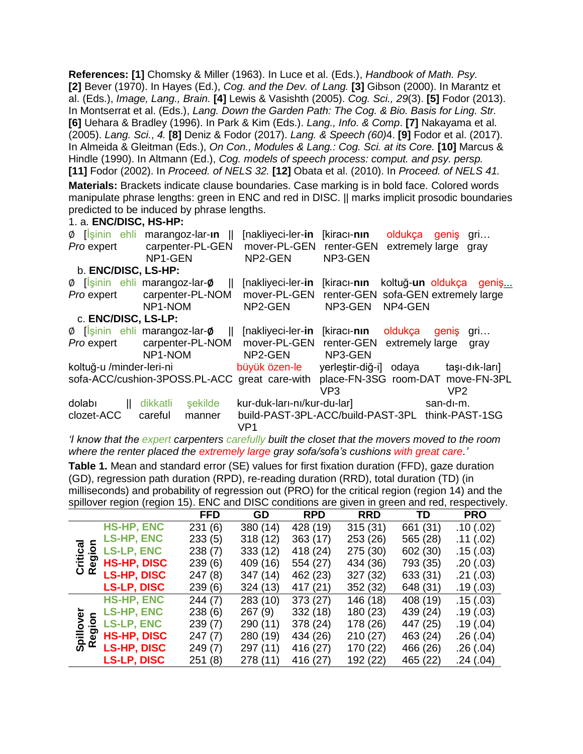**References:** **[1]** Chomsky & Miller (1963). In Luce et al. (Eds.), *Handbook of Math. Psy.* **[2]** Bever (1970). In Hayes (Ed.), *Cog. and the Dev. of Lang.* **[3]** Gibson (2000). In Marantz et al. (Eds.), *Image, Lang., Brain.* **[4]** Lewis & Vasishth (2005). *Cog. Sci., 29*(3). **[5]** Fodor (2013). In Montserrat et al. (Eds.), *Lang. Down the Garden Path: The Cog. & Bio. Basis for Ling. Str.* **[6]** Uehara & Bradley (1996). In Park & Kim (Eds.). *Lang., Info. & Comp*. **[7]** Nakayama et al. (2005). *Lang. Sci.*, *4.* **[8]** Deniz & Fodor (2017). *Lang. & Speech (60)*4. **[9]** Fodor et al. (2017). In Almeida & Gleitman (Eds.), *On Con., Modules & Lang.: Cog. Sci. at its Core.* **[10]** Marcus & Hindle (1990). In Altmann (Ed.), *Cog. models of speech process: comput. and psy. persp.* **[11]** Fodor (2002). In *Proceed. of NELS 32.* **[12]** Obata et al. (2010). In *Proceed. of NELS 41.*

**Materials:** Brackets indicate clause boundaries. Case marking is in bold face. Colored words manipulate phrase lengths: green in ENC and red in DISC. || marks implicit prosodic boundaries predicted to be induced by phrase lengths.

1. a. **ENC/DISC, HS-HP:**

ø [İşinin ehli marangoz-lar-**ın** || [nakliyeci-ler-**in** [kiracı-**nın** oldukça geniş gri…
*Pro* expert carpenter-PL-GEN mover-PL-GEN renter-GEN extremely large gray
NP1-GEN NP2-GEN NP3-GEN

b. **ENC/DISC, LS-HP:**

ø [İşinin ehli marangoz-lar-**ø** || [nakliyeci-ler-**in** [kiracı-**nın** koltuğ-**un** oldukça geniş...
*Pro* expert carpenter-PL-NOM mover-PL-GEN renter-GEN sofa-GEN extremely large
NP1-NOM NP2-GEN NP3-GEN NP4-GEN

c. **ENC/DISC, LS-LP:**

ø [İşinin ehli marangoz-lar-**ø** || [nakliyeci-ler-**in** [kiracı-**nın** oldukça geniş gri…
*Pro* expert carpenter-PL-NOM mover-PL-GEN renter-GEN extremely large gray
NP1-NOM NP2-GEN NP3-GEN

koltuğ-u /minder-leri-ni büyük özen-le yerleştir-diğ-i] odaya taşı-dık-ları]
sofa-ACC/cushion-3POSS.PL-ACC great care-with place-FN-3SG room-DAT move-FN-3PL
VP3 VP2

dolabı || dikkatli şekilde kur-duk-ları-nı/kur-du-lar] san-dı-m.
clozet-ACC careful manner build-PAST-3PL-ACC/build-PAST-3PL think-PAST-1SG
VP1

*'I know that the expert carpenters carefully built the closet that the movers moved to the room where the renter placed the extremely large gray sofa/sofa's cushions with great care.'*

**Table 1.** Mean and standard error (SE) values for first fixation duration (FFD), gaze duration (GD), regression path duration (RPD), re-reading duration (RRD), total duration (TD) (in milliseconds) and probability of regression out (PRO) for the critical region (region 14) and the spillover region (region 15). ENC and DISC conditions are given in green and red, respectively.

| | | FFD | GD | RPD | RRD | TD | PRO |
|---|---|---|---|---|---|---|---|
| Critical Region | HS-HP, ENC | 231 (6) | 380 (14) | 428 (19) | 315 (31) | 661 (31) | .10 (.02) |
| | LS-HP, ENC | 233 (5) | 318 (12) | 363 (17) | 253 (26) | 565 (28) | .11 (.02) |
| | LS-LP, ENC | 238 (7) | 333 (12) | 418 (24) | 275 (30) | 602 (30) | .15 (.03) |
| | HS-HP, DISC | 239 (6) | 409 (16) | 554 (27) | 434 (36) | 793 (35) | .20 (.03) |
| | LS-HP, DISC | 247 (8) | 347 (14) | 462 (23) | 327 (32) | 633 (31) | .21 (.03) |
| | LS-LP, DISC | 239 (6) | 324 (13) | 417 (21) | 352 (32) | 648 (31) | .19 (.03) |
| Spillover Region | HS-HP, ENC | 244 (7) | 283 (10) | 373 (27) | 146 (18) | 408 (19) | .15 (.03) |
| | LS-HP, ENC | 238 (6) | 267 (9) | 332 (18) | 180 (23) | 439 (24) | .19 (.03) |
| | LS-LP, ENC | 239 (7) | 290 (11) | 378 (24) | 178 (26) | 447 (25) | .19 (.04) |
| | HS-HP, DISC | 247 (7) | 280 (19) | 434 (26) | 210 (27) | 463 (24) | .26 (.04) |
| | LS-HP, DISC | 249 (7) | 297 (11) | 416 (27) | 170 (22) | 466 (26) | .26 (.04) |
| | LS-LP, DISC | 251 (8) | 278 (11) | 416 (27) | 192 (22) | 465 (22) | .24 (.04) |